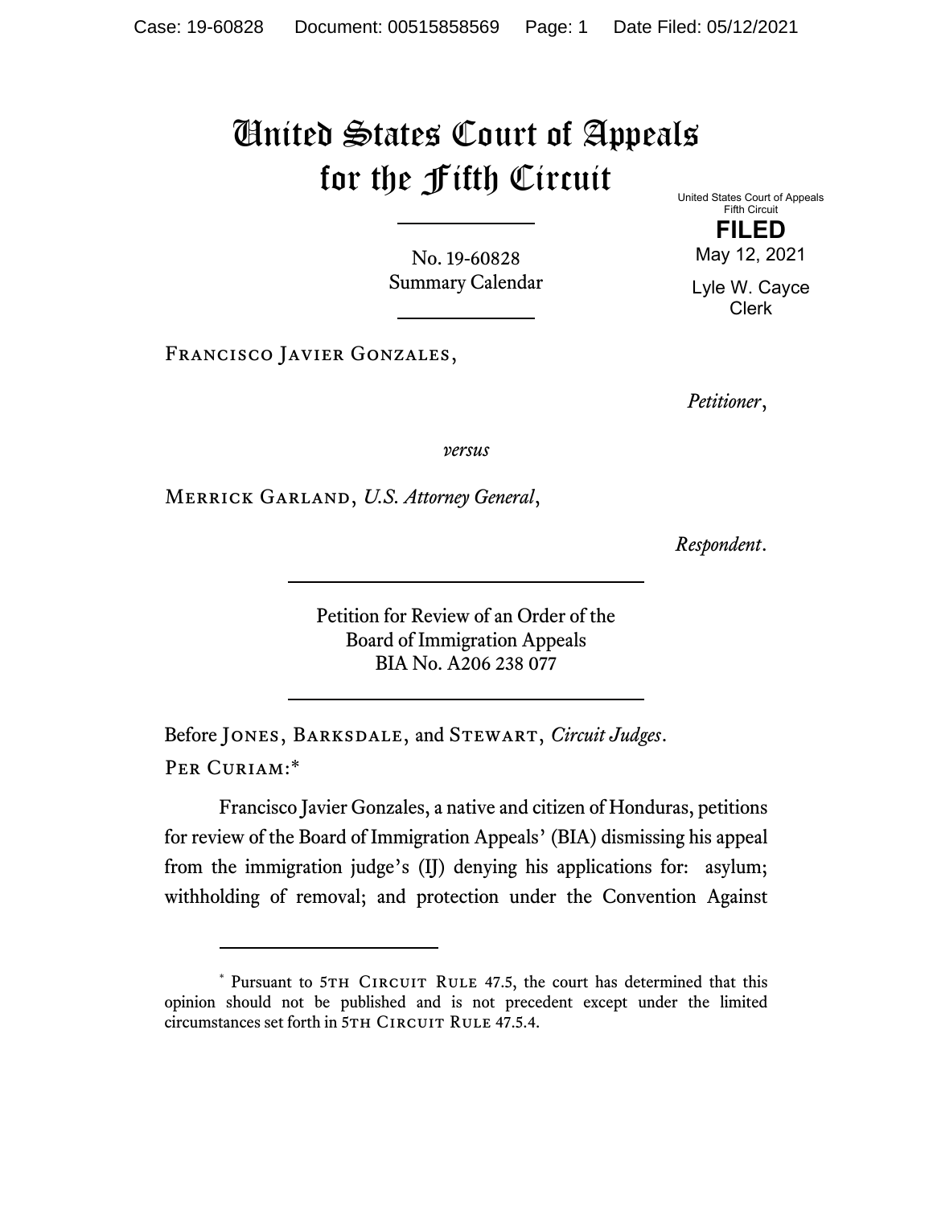# United States Court of Appeals for the Fifth Circuit

United States Court of Appeals
Fifth Circuit

**FILED**

May 12, 2021

Lyle W. Cayce
Clerk

No. 19-60828
Summary Calendar

Francisco Javier Gonzales,

*Petitioner*,

*versus*

Merrick Garland, *U.S. Attorney General*,

*Respondent*.

Petition for Review of an Order of the
Board of Immigration Appeals
BIA No. A206 238 077

Before Jones, Barksdale, and Stewart, *Circuit Judges*.

Per Curiam:*

Francisco Javier Gonzales, a native and citizen of Honduras, petitions for review of the Board of Immigration Appeals' (BIA) dismissing his appeal from the immigration judge's (IJ) denying his applications for: asylum; withholding of removal; and protection under the Convention Against

---

\* Pursuant to 5th Circuit Rule 47.5, the court has determined that this opinion should not be published and is not precedent except under the limited circumstances set forth in 5th Circuit Rule 47.5.4.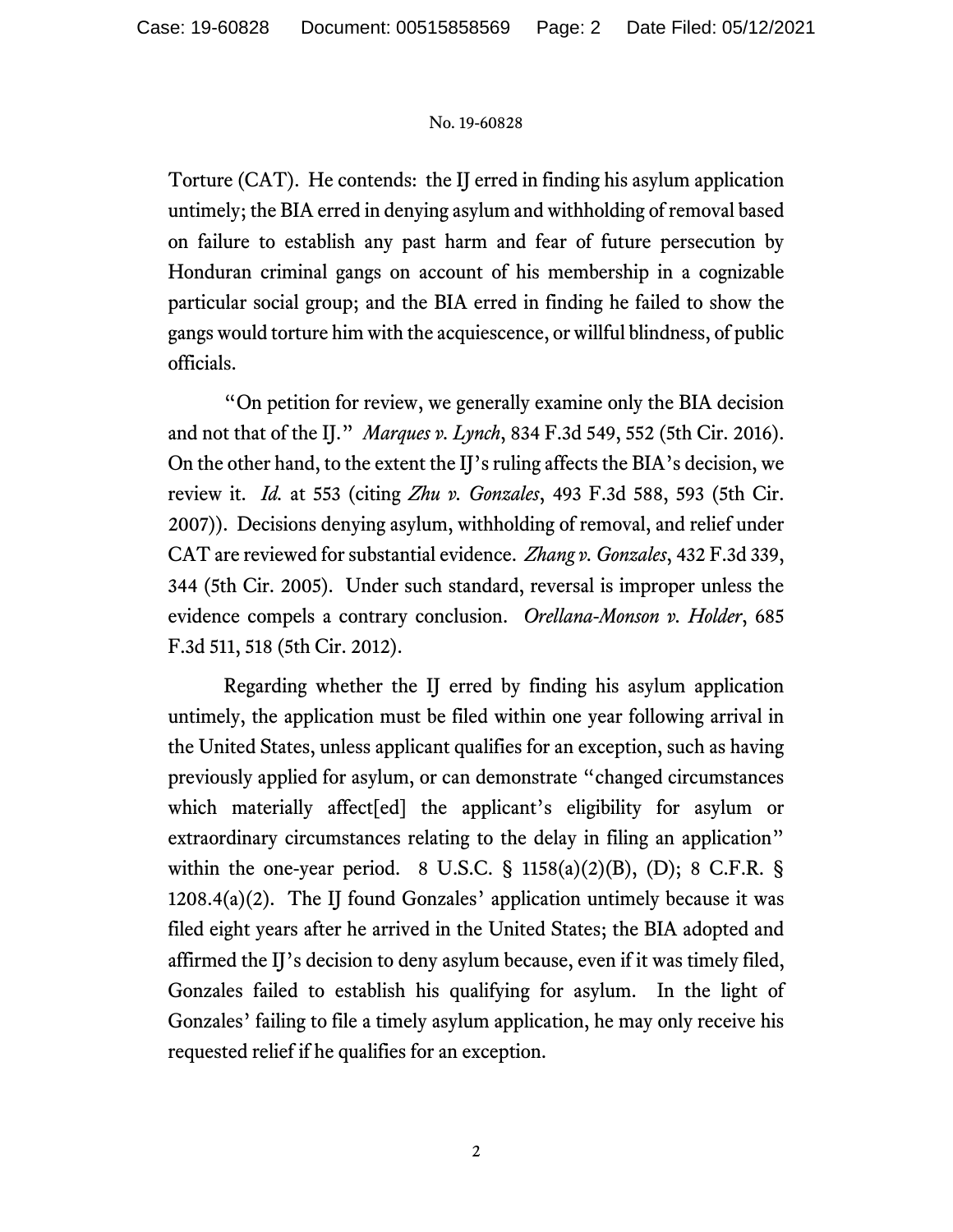Torture (CAT). He contends: the IJ erred in finding his asylum application untimely; the BIA erred in denying asylum and withholding of removal based on failure to establish any past harm and fear of future persecution by Honduran criminal gangs on account of his membership in a cognizable particular social group; and the BIA erred in finding he failed to show the gangs would torture him with the acquiescence, or willful blindness, of public officials.

"On petition for review, we generally examine only the BIA decision and not that of the IJ." *Marques v. Lynch*, 834 F.3d 549, 552 (5th Cir. 2016). On the other hand, to the extent the IJ's ruling affects the BIA's decision, we review it. *Id.* at 553 (citing *Zhu v. Gonzales*, 493 F.3d 588, 593 (5th Cir. 2007)). Decisions denying asylum, withholding of removal, and relief under CAT are reviewed for substantial evidence. *Zhang v. Gonzales*, 432 F.3d 339, 344 (5th Cir. 2005). Under such standard, reversal is improper unless the evidence compels a contrary conclusion. *Orellana-Monson v. Holder*, 685 F.3d 511, 518 (5th Cir. 2012).

Regarding whether the IJ erred by finding his asylum application untimely, the application must be filed within one year following arrival in the United States, unless applicant qualifies for an exception, such as having previously applied for asylum, or can demonstrate "changed circumstances which materially affect[ed] the applicant's eligibility for asylum or extraordinary circumstances relating to the delay in filing an application" within the one-year period. 8 U.S.C. § 1158(a)(2)(B), (D); 8 C.F.R. § 1208.4(a)(2). The IJ found Gonzales' application untimely because it was filed eight years after he arrived in the United States; the BIA adopted and affirmed the IJ's decision to deny asylum because, even if it was timely filed, Gonzales failed to establish his qualifying for asylum. In the light of Gonzales' failing to file a timely asylum application, he may only receive his requested relief if he qualifies for an exception.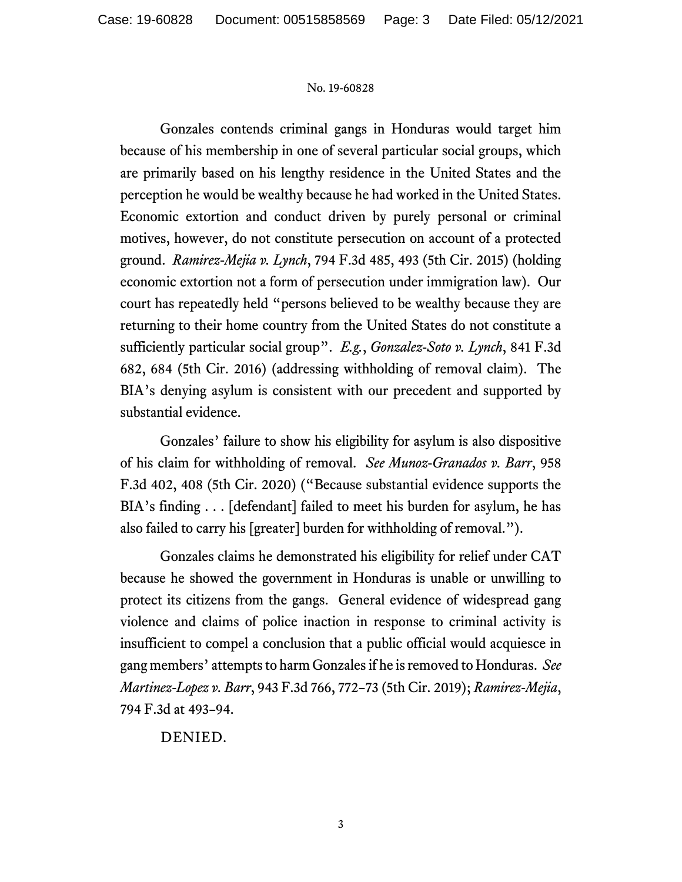Gonzales contends criminal gangs in Honduras would target him because of his membership in one of several particular social groups, which are primarily based on his lengthy residence in the United States and the perception he would be wealthy because he had worked in the United States. Economic extortion and conduct driven by purely personal or criminal motives, however, do not constitute persecution on account of a protected ground. *Ramirez-Mejia v. Lynch*, 794 F.3d 485, 493 (5th Cir. 2015) (holding economic extortion not a form of persecution under immigration law). Our court has repeatedly held "persons believed to be wealthy because they are returning to their home country from the United States do not constitute a sufficiently particular social group". *E.g.*, *Gonzalez-Soto v. Lynch*, 841 F.3d 682, 684 (5th Cir. 2016) (addressing withholding of removal claim). The BIA's denying asylum is consistent with our precedent and supported by substantial evidence.

Gonzales' failure to show his eligibility for asylum is also dispositive of his claim for withholding of removal. *See Munoz-Granados v. Barr*, 958 F.3d 402, 408 (5th Cir. 2020) ("Because substantial evidence supports the BIA's finding . . . [defendant] failed to meet his burden for asylum, he has also failed to carry his [greater] burden for withholding of removal.").

Gonzales claims he demonstrated his eligibility for relief under CAT because he showed the government in Honduras is unable or unwilling to protect its citizens from the gangs. General evidence of widespread gang violence and claims of police inaction in response to criminal activity is insufficient to compel a conclusion that a public official would acquiesce in gang members' attempts to harm Gonzales if he is removed to Honduras. *See Martinez-Lopez v. Barr*, 943 F.3d 766, 772–73 (5th Cir. 2019); *Ramirez-Mejia*, 794 F.3d at 493–94.

DENIED.